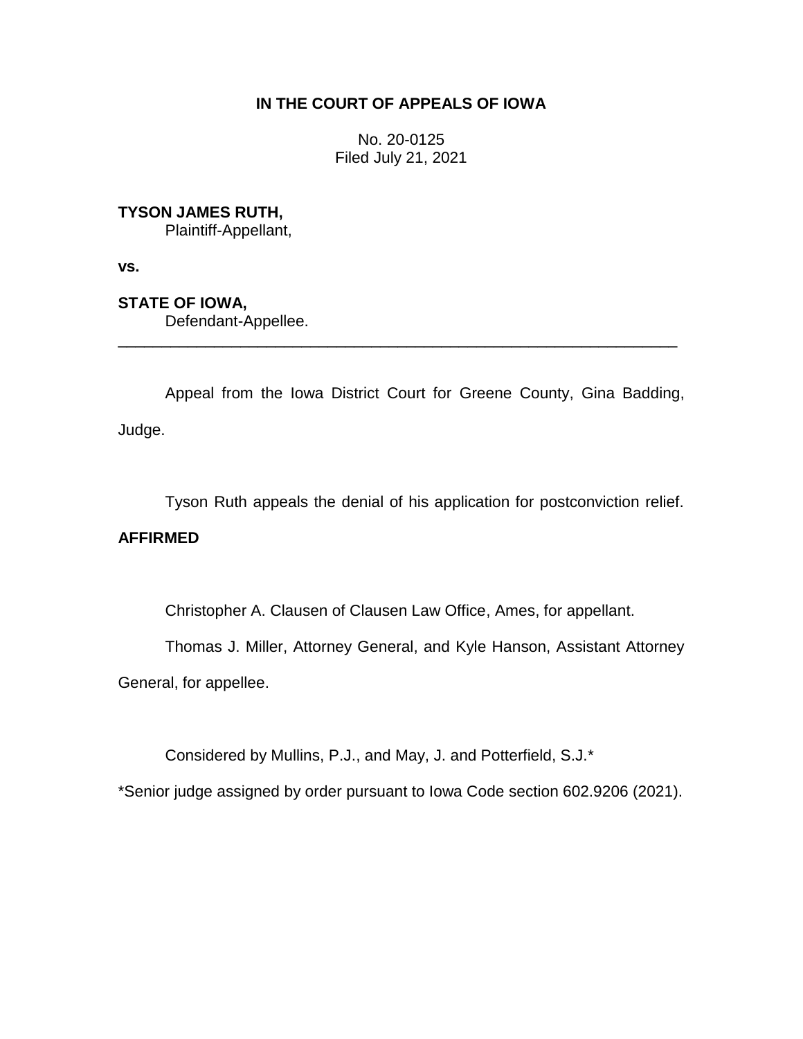**IN THE COURT OF APPEALS OF IOWA**

No. 20-0125
Filed July 21, 2021

**TYSON JAMES RUTH,**
Plaintiff-Appellant,

**vs.**

**STATE OF IOWA,**
Defendant-Appellee.

---

Appeal from the Iowa District Court for Greene County, Gina Badding, Judge.

Tyson Ruth appeals the denial of his application for postconviction relief.

**AFFIRMED**

Christopher A. Clausen of Clausen Law Office, Ames, for appellant.

Thomas J. Miller, Attorney General, and Kyle Hanson, Assistant Attorney General, for appellee.

Considered by Mullins, P.J., and May, J. and Potterfield, S.J.*

*Senior judge assigned by order pursuant to Iowa Code section 602.9206 (2021).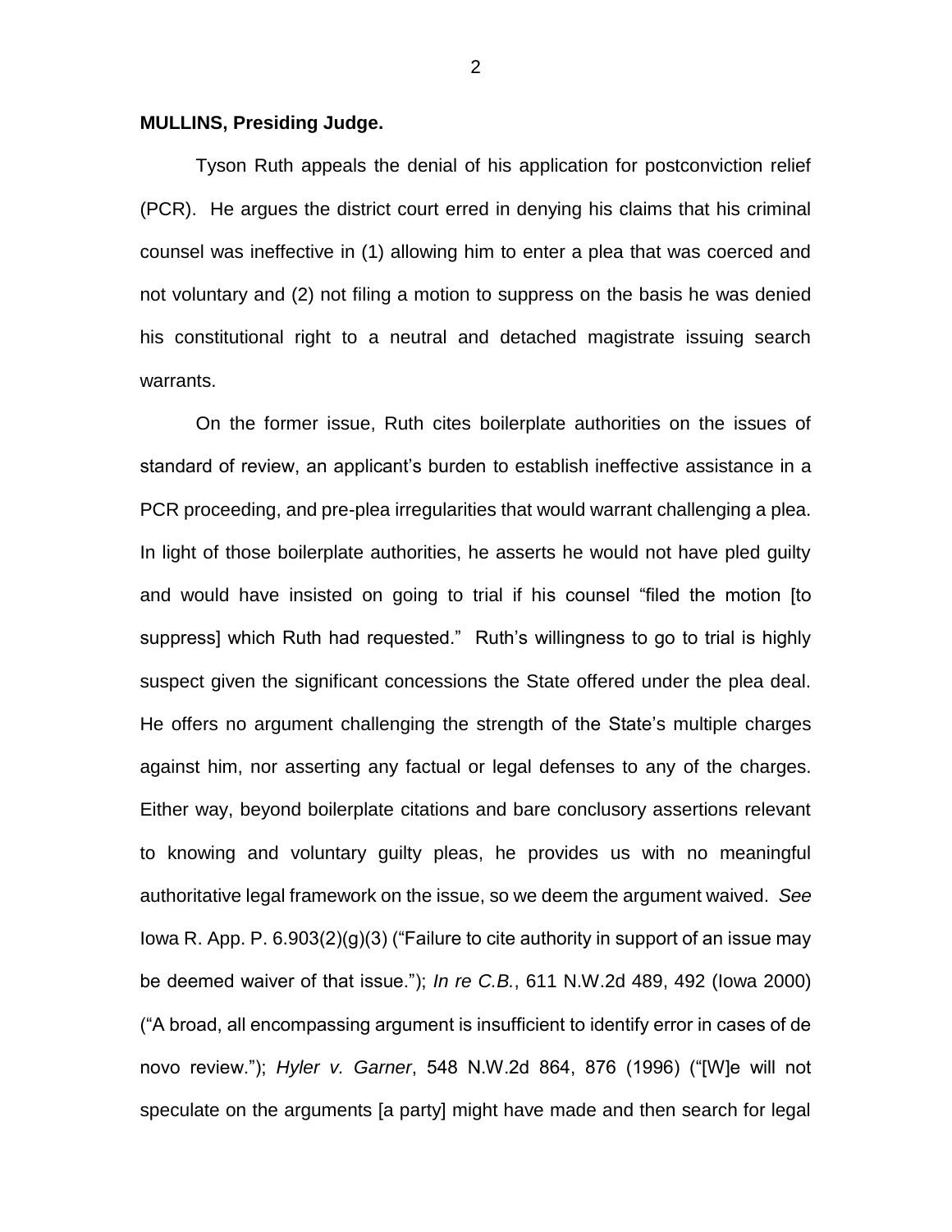**MULLINS, Presiding Judge.**

Tyson Ruth appeals the denial of his application for postconviction relief (PCR). He argues the district court erred in denying his claims that his criminal counsel was ineffective in (1) allowing him to enter a plea that was coerced and not voluntary and (2) not filing a motion to suppress on the basis he was denied his constitutional right to a neutral and detached magistrate issuing search warrants.

On the former issue, Ruth cites boilerplate authorities on the issues of standard of review, an applicant's burden to establish ineffective assistance in a PCR proceeding, and pre-plea irregularities that would warrant challenging a plea. In light of those boilerplate authorities, he asserts he would not have pled guilty and would have insisted on going to trial if his counsel "filed the motion [to suppress] which Ruth had requested." Ruth's willingness to go to trial is highly suspect given the significant concessions the State offered under the plea deal. He offers no argument challenging the strength of the State's multiple charges against him, nor asserting any factual or legal defenses to any of the charges. Either way, beyond boilerplate citations and bare conclusory assertions relevant to knowing and voluntary guilty pleas, he provides us with no meaningful authoritative legal framework on the issue, so we deem the argument waived. *See* Iowa R. App. P. 6.903(2)(g)(3) ("Failure to cite authority in support of an issue may be deemed waiver of that issue."); *In re C.B.*, 611 N.W.2d 489, 492 (Iowa 2000) ("A broad, all encompassing argument is insufficient to identify error in cases of de novo review."); *Hyler v. Garner*, 548 N.W.2d 864, 876 (1996) ("[W]e will not speculate on the arguments [a party] might have made and then search for legal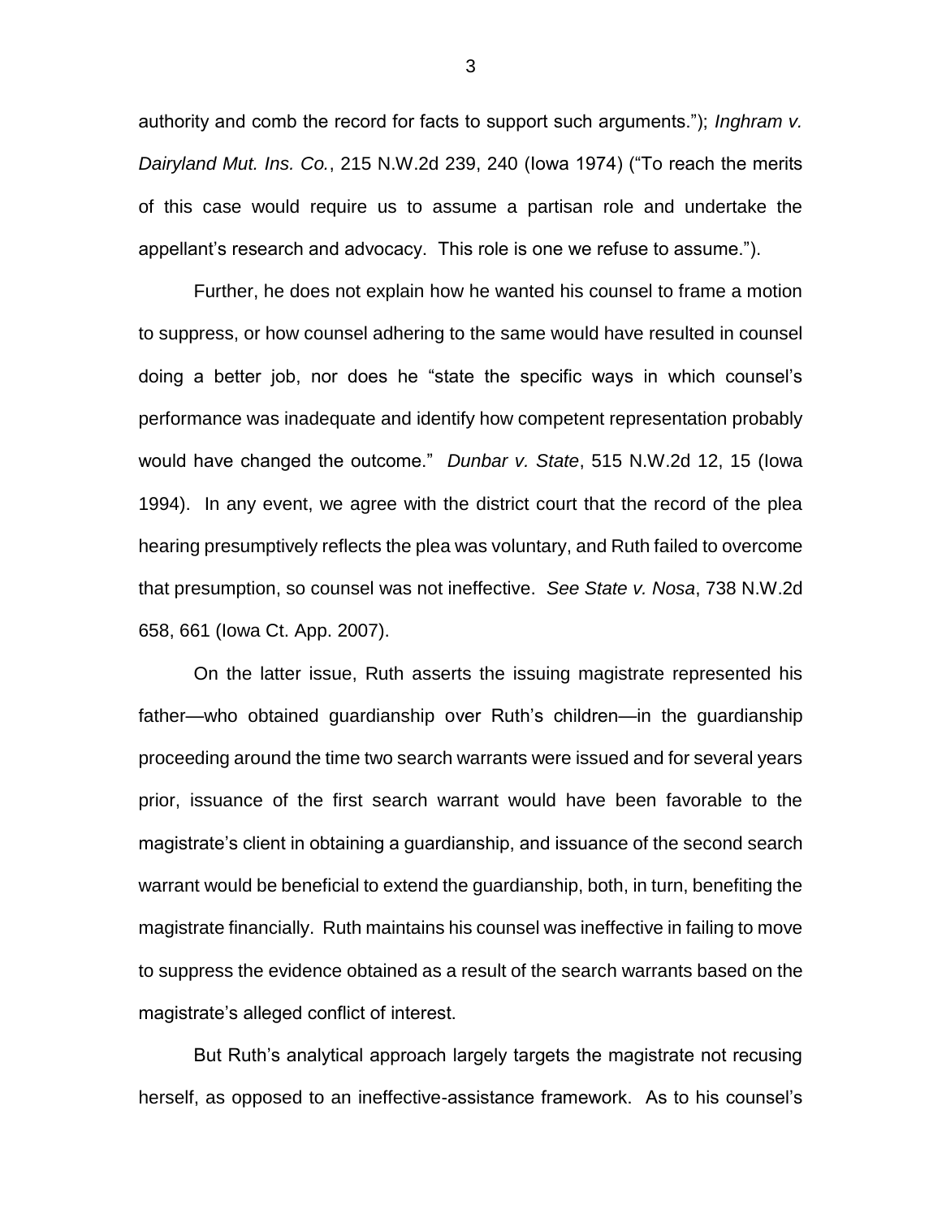authority and comb the record for facts to support such arguments."); *Inghram v. Dairyland Mut. Ins. Co.*, 215 N.W.2d 239, 240 (Iowa 1974) ("To reach the merits of this case would require us to assume a partisan role and undertake the appellant's research and advocacy. This role is one we refuse to assume.").

Further, he does not explain how he wanted his counsel to frame a motion to suppress, or how counsel adhering to the same would have resulted in counsel doing a better job, nor does he "state the specific ways in which counsel's performance was inadequate and identify how competent representation probably would have changed the outcome." *Dunbar v. State*, 515 N.W.2d 12, 15 (Iowa 1994). In any event, we agree with the district court that the record of the plea hearing presumptively reflects the plea was voluntary, and Ruth failed to overcome that presumption, so counsel was not ineffective. *See State v. Nosa*, 738 N.W.2d 658, 661 (Iowa Ct. App. 2007).

On the latter issue, Ruth asserts the issuing magistrate represented his father—who obtained guardianship over Ruth's children—in the guardianship proceeding around the time two search warrants were issued and for several years prior, issuance of the first search warrant would have been favorable to the magistrate's client in obtaining a guardianship, and issuance of the second search warrant would be beneficial to extend the guardianship, both, in turn, benefiting the magistrate financially. Ruth maintains his counsel was ineffective in failing to move to suppress the evidence obtained as a result of the search warrants based on the magistrate's alleged conflict of interest.

But Ruth's analytical approach largely targets the magistrate not recusing herself, as opposed to an ineffective-assistance framework. As to his counsel's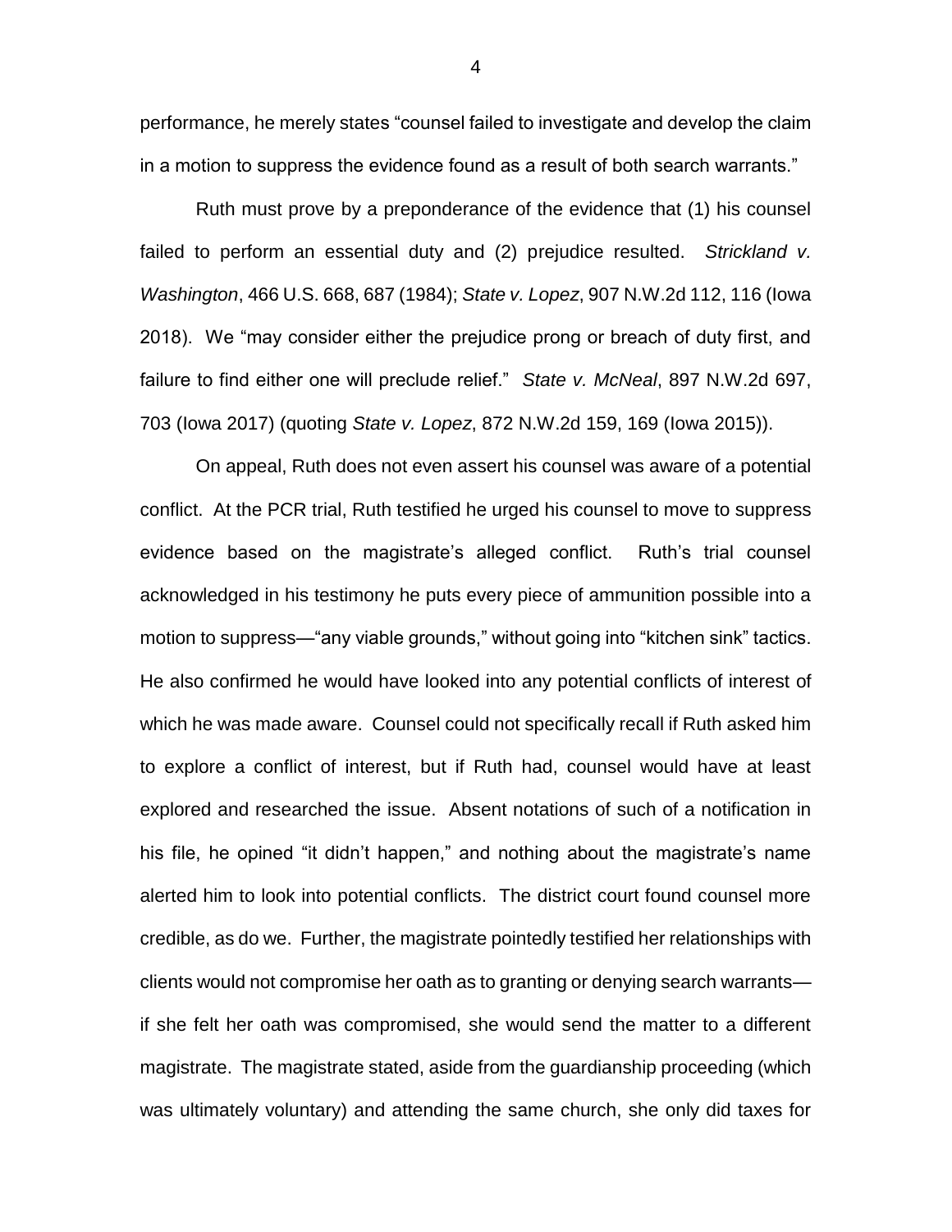performance, he merely states "counsel failed to investigate and develop the claim in a motion to suppress the evidence found as a result of both search warrants."

Ruth must prove by a preponderance of the evidence that (1) his counsel failed to perform an essential duty and (2) prejudice resulted. *Strickland v. Washington*, 466 U.S. 668, 687 (1984); *State v. Lopez*, 907 N.W.2d 112, 116 (Iowa 2018). We "may consider either the prejudice prong or breach of duty first, and failure to find either one will preclude relief." *State v. McNeal*, 897 N.W.2d 697, 703 (Iowa 2017) (quoting *State v. Lopez*, 872 N.W.2d 159, 169 (Iowa 2015)).

On appeal, Ruth does not even assert his counsel was aware of a potential conflict. At the PCR trial, Ruth testified he urged his counsel to move to suppress evidence based on the magistrate's alleged conflict. Ruth's trial counsel acknowledged in his testimony he puts every piece of ammunition possible into a motion to suppress—"any viable grounds," without going into "kitchen sink" tactics. He also confirmed he would have looked into any potential conflicts of interest of which he was made aware. Counsel could not specifically recall if Ruth asked him to explore a conflict of interest, but if Ruth had, counsel would have at least explored and researched the issue. Absent notations of such of a notification in his file, he opined "it didn't happen," and nothing about the magistrate's name alerted him to look into potential conflicts. The district court found counsel more credible, as do we. Further, the magistrate pointedly testified her relationships with clients would not compromise her oath as to granting or denying search warrants—if she felt her oath was compromised, she would send the matter to a different magistrate. The magistrate stated, aside from the guardianship proceeding (which was ultimately voluntary) and attending the same church, she only did taxes for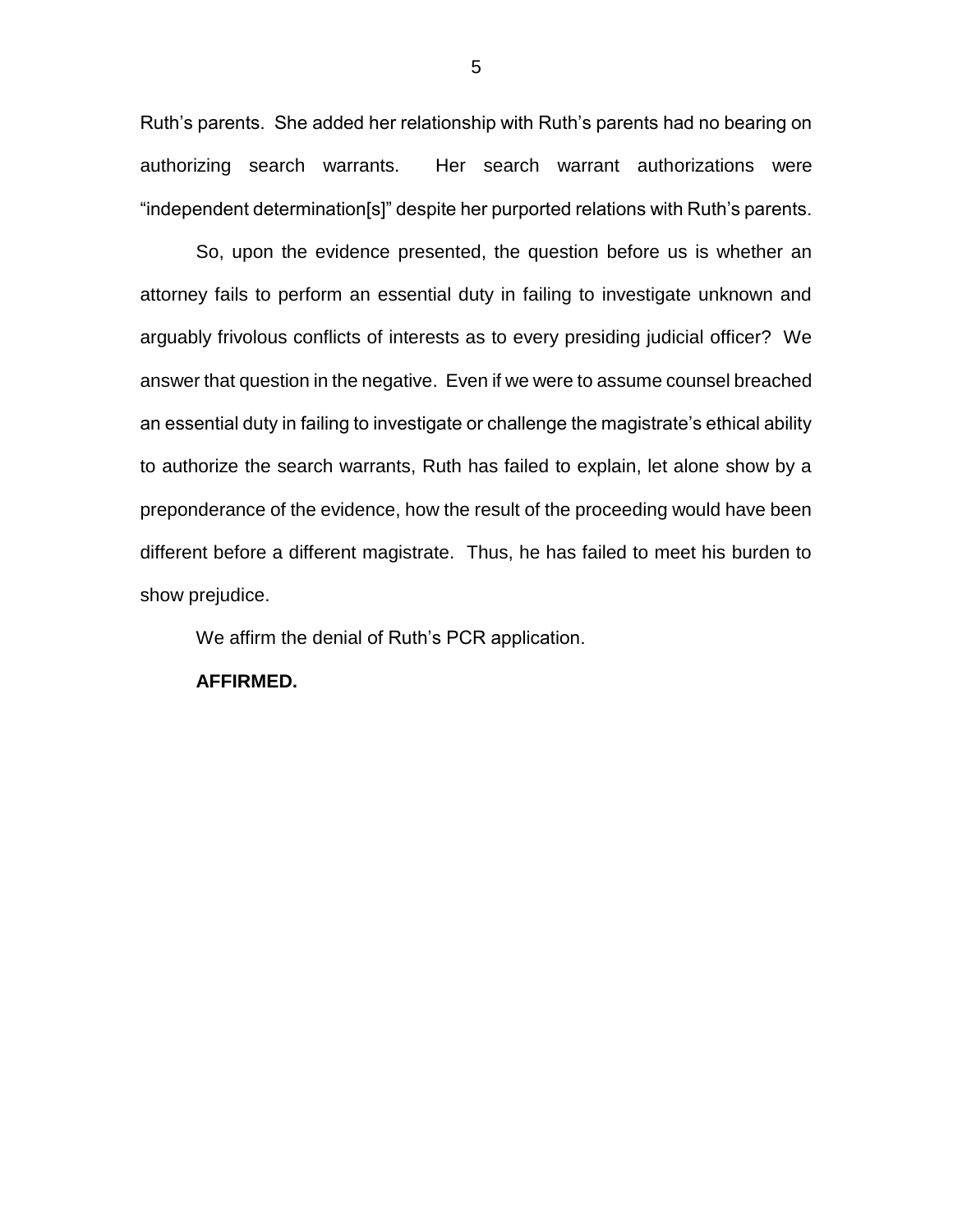Ruth's parents. She added her relationship with Ruth's parents had no bearing on authorizing search warrants. Her search warrant authorizations were "independent determination[s]" despite her purported relations with Ruth's parents.

So, upon the evidence presented, the question before us is whether an attorney fails to perform an essential duty in failing to investigate unknown and arguably frivolous conflicts of interests as to every presiding judicial officer? We answer that question in the negative. Even if we were to assume counsel breached an essential duty in failing to investigate or challenge the magistrate's ethical ability to authorize the search warrants, Ruth has failed to explain, let alone show by a preponderance of the evidence, how the result of the proceeding would have been different before a different magistrate. Thus, he has failed to meet his burden to show prejudice.

We affirm the denial of Ruth's PCR application.

**AFFIRMED.**